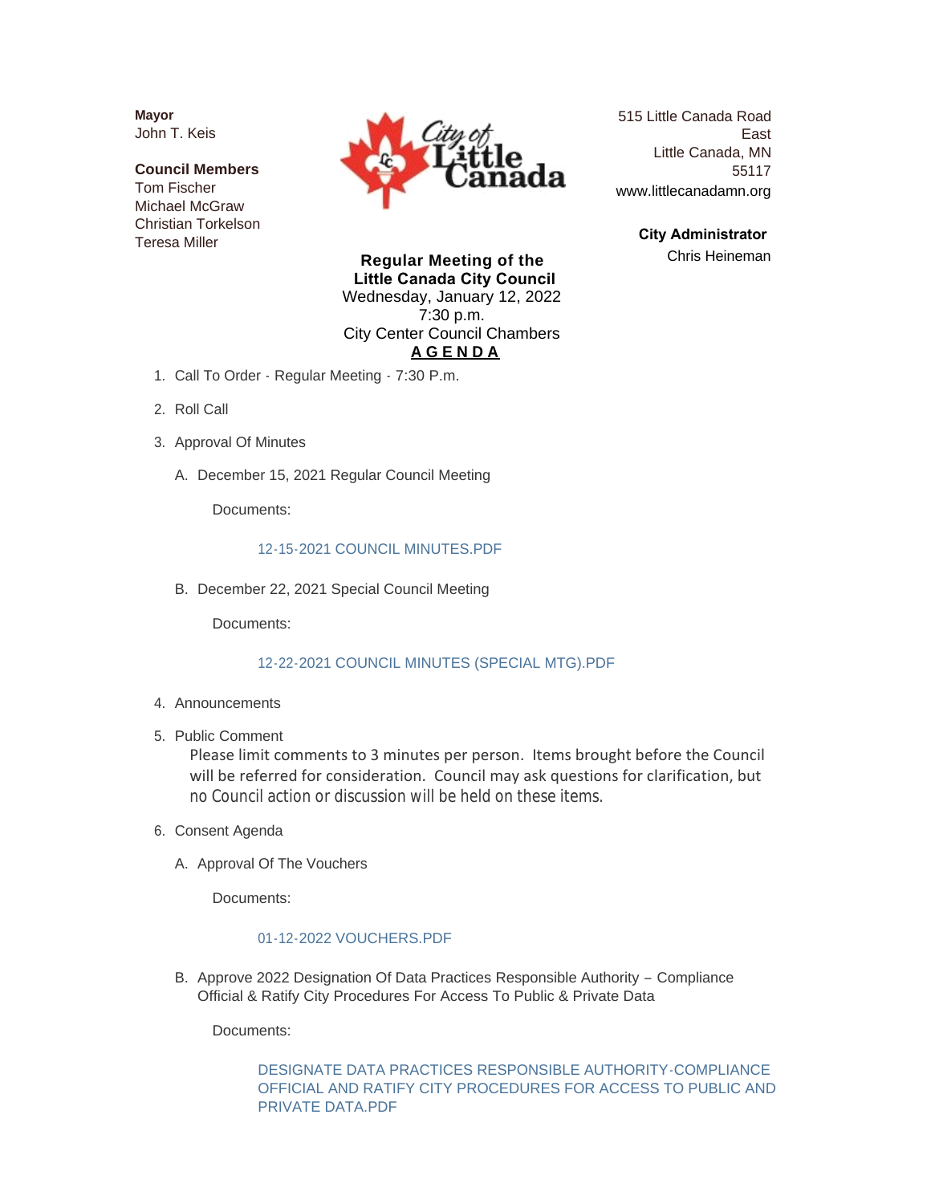**Mayor**
John T. Keis

**Council Members**
Tom Fischer
Michael McGraw
Christian Torkelson
Teresa Miller

515 Little Canada Road East
Little Canada, MN 55117
www.littlecanadamn.org

**City Administrator**
Chris Heineman

**Regular Meeting of the Little Canada City Council**
Wednesday, January 12, 2022
7:30 p.m.
City Center Council Chambers

**AGENDA**

1. Call To Order - Regular Meeting - 7:30 P.m.
2. Roll Call
3. Approval Of Minutes
   A. December 15, 2021 Regular Council Meeting

      Documents:

      12-15-2021 COUNCIL MINUTES.PDF

   B. December 22, 2021 Special Council Meeting

      Documents:

      12-22-2021 COUNCIL MINUTES (SPECIAL MTG).PDF

4. Announcements
5. Public Comment

   Please limit comments to 3 minutes per person. Items brought before the Council will be referred for consideration. Council may ask questions for clarification, but no Council action or discussion will be held on these items.

6. Consent Agenda
   A. Approval Of The Vouchers

      Documents:

      01-12-2022 VOUCHERS.PDF

   B. Approve 2022 Designation Of Data Practices Responsible Authority – Compliance Official & Ratify City Procedures For Access To Public & Private Data

      Documents:

      DESIGNATE DATA PRACTICES RESPONSIBLE AUTHORITY-COMPLIANCE OFFICIAL AND RATIFY CITY PROCEDURES FOR ACCESS TO PUBLIC AND PRIVATE DATA.PDF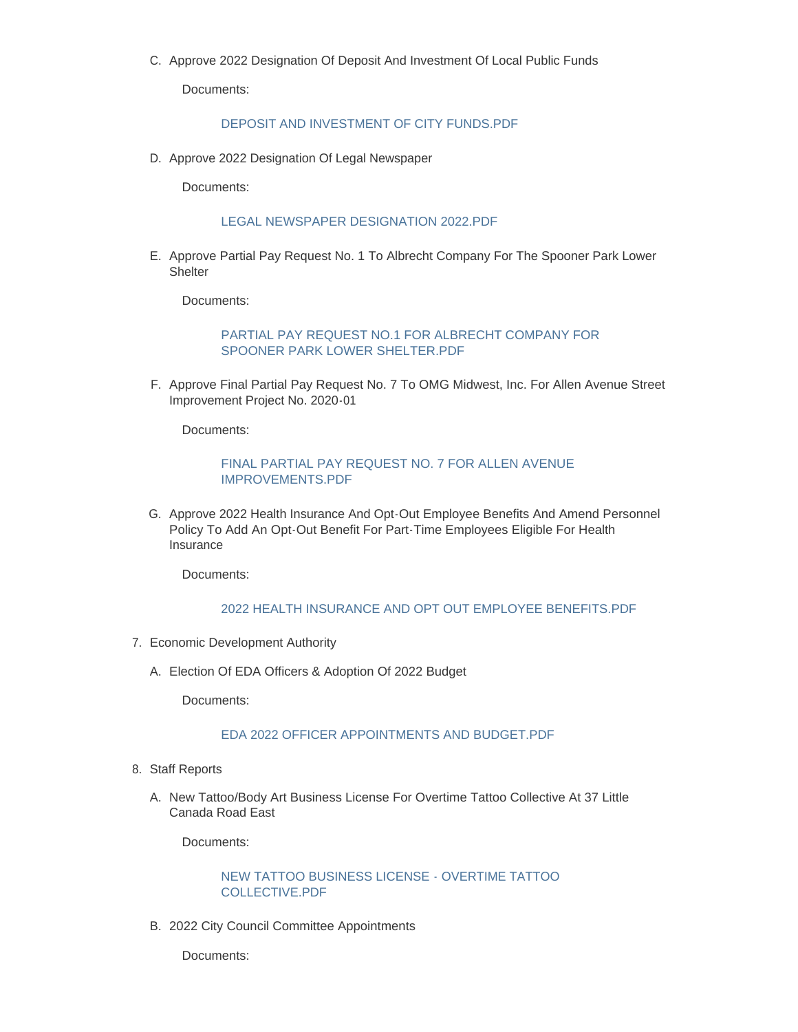C. Approve 2022 Designation Of Deposit And Investment Of Local Public Funds

   Documents:

   DEPOSIT AND INVESTMENT OF CITY FUNDS.PDF

D. Approve 2022 Designation Of Legal Newspaper

   Documents:

   LEGAL NEWSPAPER DESIGNATION 2022.PDF

E. Approve Partial Pay Request No. 1 To Albrecht Company For The Spooner Park Lower Shelter

   Documents:

   PARTIAL PAY REQUEST NO.1 FOR ALBRECHT COMPANY FOR SPOONER PARK LOWER SHELTER.PDF

F. Approve Final Partial Pay Request No. 7 To OMG Midwest, Inc. For Allen Avenue Street Improvement Project No. 2020-01

   Documents:

   FINAL PARTIAL PAY REQUEST NO. 7 FOR ALLEN AVENUE IMPROVEMENTS.PDF

G. Approve 2022 Health Insurance And Opt-Out Employee Benefits And Amend Personnel Policy To Add An Opt-Out Benefit For Part-Time Employees Eligible For Health Insurance

   Documents:

   2022 HEALTH INSURANCE AND OPT OUT EMPLOYEE BENEFITS.PDF

7. Economic Development Authority

A. Election Of EDA Officers & Adoption Of 2022 Budget

   Documents:

   EDA 2022 OFFICER APPOINTMENTS AND BUDGET.PDF

8. Staff Reports

A. New Tattoo/Body Art Business License For Overtime Tattoo Collective At 37 Little Canada Road East

   Documents:

   NEW TATTOO BUSINESS LICENSE - OVERTIME TATTOO COLLECTIVE.PDF

B. 2022 City Council Committee Appointments

   Documents: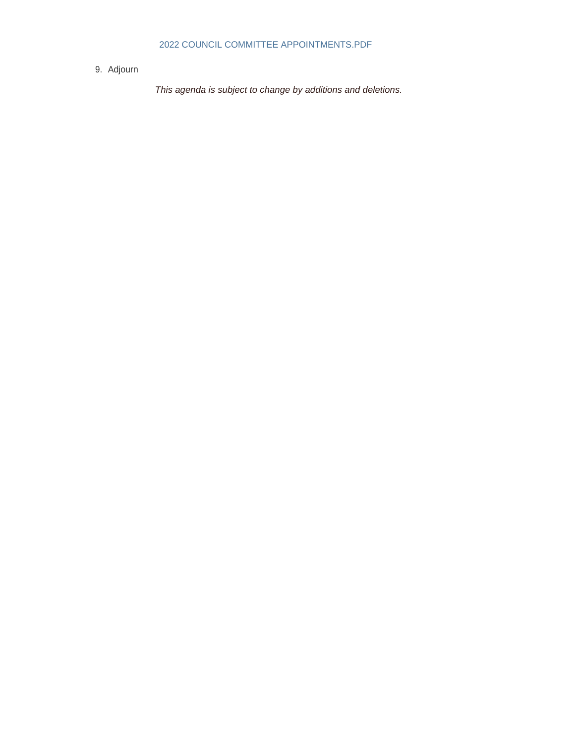2022 COUNCIL COMMITTEE APPOINTMENTS.PDF

9. Adjourn

*This agenda is subject to change by additions and deletions.*